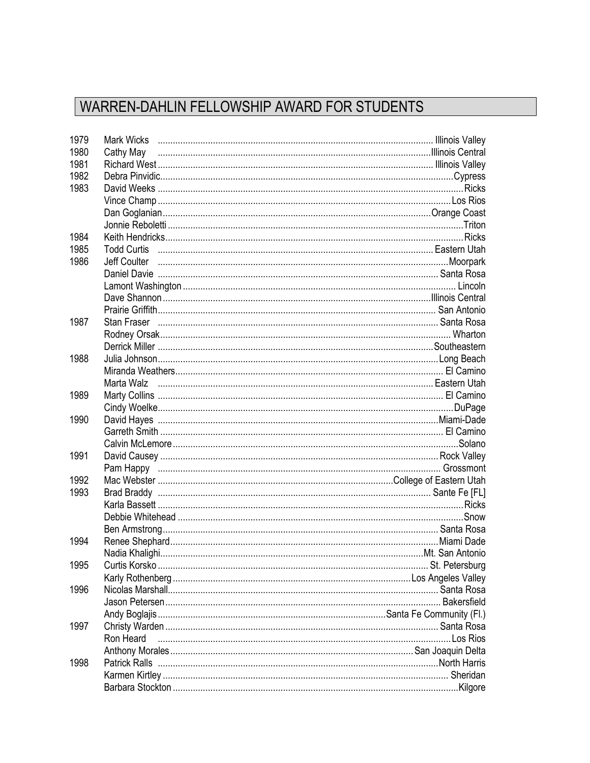## WARREN-DAHLIN FELLOWSHIP AWARD FOR STUDENTS

| Year | Name | College |
|---|---|---|
| 1979 | Mark Wicks | Illinois Valley |
| 1980 | Cathy May | Illinois Central |
| 1981 | Richard West | Illinois Valley |
| 1982 | Debra Pinvidic | Cypress |
| 1983 | David Weeks | Ricks |
| | Vince Champ | Los Rios |
| | Dan Goglanian | Orange Coast |
| | Jonnie Reboletti | Triton |
| 1984 | Keith Hendricks | Ricks |
| 1985 | Todd Curtis | Eastern Utah |
| 1986 | Jeff Coulter | Moorpark |
| | Daniel Davie | Santa Rosa |
| | Lamont Washington | Lincoln |
| | Dave Shannon | Illinois Central |
| | Prairie Griffith | San Antonio |
| 1987 | Stan Fraser | Santa Rosa |
| | Rodney Orsak | Wharton |
| | Derrick Miller | Southeastern |
| 1988 | Julia Johnson | Long Beach |
| | Miranda Weathers | El Camino |
| | Marta Walz | Eastern Utah |
| 1989 | Marty Collins | El Camino |
| | Cindy Woelke | DuPage |
| 1990 | David Hayes | Miami-Dade |
| | Garreth Smith | El Camino |
| | Calvin McLemore | Solano |
| 1991 | David Causey | Rock Valley |
| | Pam Happy | Grossmont |
| 1992 | Mac Webster | College of Eastern Utah |
| 1993 | Brad Braddy | Sante Fe [FL] |
| | Karla Bassett | Ricks |
| | Debbie Whitehead | Snow |
| | Ben Armstrong | Santa Rosa |
| 1994 | Renee Shephard | Miami Dade |
| | Nadia Khalighi | Mt. San Antonio |
| 1995 | Curtis Korsko | St. Petersburg |
| | Karly Rothenberg | Los Angeles Valley |
| 1996 | Nicolas Marshall | Santa Rosa |
| | Jason Petersen | Bakersfield |
| | Andy Boglajis | Santa Fe Community (Fl.) |
| 1997 | Christy Warden | Santa Rosa |
| | Ron Heard | Los Rios |
| | Anthony Morales | San Joaquin Delta |
| 1998 | Patrick Ralls | North Harris |
| | Karmen Kirtley | Sheridan |
| | Barbara Stockton | Kilgore |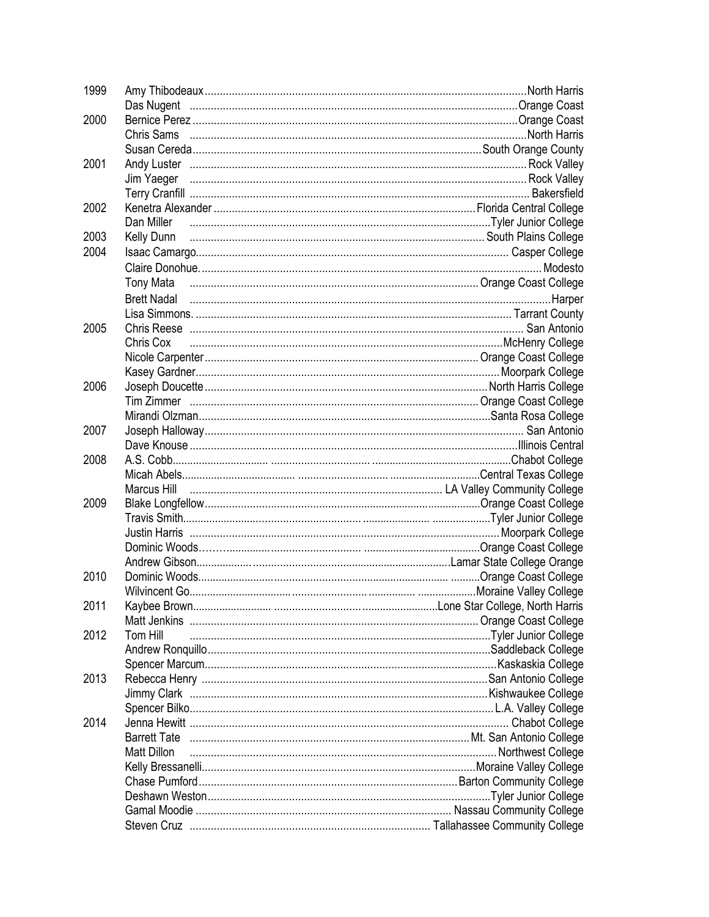| Year | Name | College |
|---|---|---|
| 1999 | Amy Thibodeaux | North Harris |
| | Das Nugent | Orange Coast |
| 2000 | Bernice Perez | Orange Coast |
| | Chris Sams | North Harris |
| | Susan Cereda | South Orange County |
| 2001 | Andy Luster | Rock Valley |
| | Jim Yaeger | Rock Valley |
| | Terry Cranfill | Bakersfield |
| 2002 | Kenetra Alexander | Florida Central College |
| | Dan Miller | Tyler Junior College |
| 2003 | Kelly Dunn | South Plains College |
| 2004 | Isaac Camargo | Casper College |
| | Claire Donohue. | Modesto |
| | Tony Mata | Orange Coast College |
| | Brett Nadal | Harper |
| | Lisa Simmons. | Tarrant County |
| 2005 | Chris Reese | San Antonio |
| | Chris Cox | McHenry College |
| | Nicole Carpenter | Orange Coast College |
| | Kasey Gardner | Moorpark College |
| 2006 | Joseph Doucette | North Harris College |
| | Tim Zimmer | Orange Coast College |
| | Mirandi Olzman | Santa Rosa College |
| 2007 | Joseph Halloway | San Antonio |
| | Dave Knouse | Illinois Central |
| 2008 | A.S. Cobb | Chabot College |
| | Micah Abels | Central Texas College |
| | Marcus Hill | LA Valley Community College |
| 2009 | Blake Longfellow | Orange Coast College |
| | Travis Smith | Tyler Junior College |
| | Justin Harris | Moorpark College |
| | Dominic Woods | Orange Coast College |
| | Andrew Gibson | Lamar State College Orange |
| 2010 | Dominic Woods | Orange Coast College |
| | Wilvincent Go | Moraine Valley College |
| 2011 | Kaybee Brown | Lone Star College, North Harris |
| | Matt Jenkins | Orange Coast College |
| 2012 | Tom Hill | Tyler Junior College |
| | Andrew Ronquillo | Saddleback College |
| | Spencer Marcum | Kaskaskia College |
| 2013 | Rebecca Henry | San Antonio College |
| | Jimmy Clark | Kishwaukee College |
| | Spencer Bilko | L.A. Valley College |
| 2014 | Jenna Hewitt | Chabot College |
| | Barrett Tate | Mt. San Antonio College |
| | Matt Dillon | Northwest College |
| | Kelly Bressanelli | Moraine Valley College |
| | Chase Pumford | Barton Community College |
| | Deshawn Weston | Tyler Junior College |
| | Gamal Moodie | Nassau Community College |
| | Steven Cruz | Tallahassee Community College |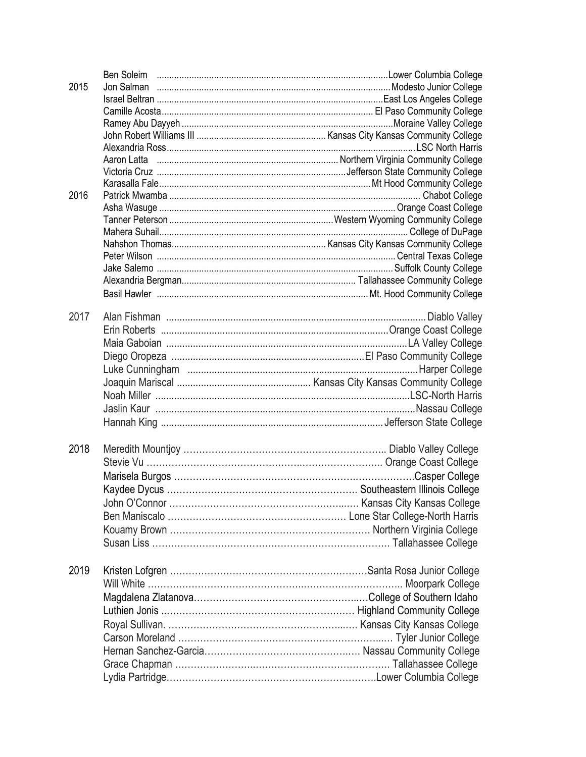| | | |
|---|---|---|
| | Ben Soleim | Lower Columbia College |
| 2015 | Jon Salman | Modesto Junior College |
| | Israel Beltran | East Los Angeles College |
| | Camille Acosta | El Paso Community College |
| | Ramey Abu Dayyeh | Moraine Valley College |
| | John Robert Williams III | Kansas City Kansas Community College |
| | Alexandria Ross | LSC North Harris |
| | Aaron Latta | Northern Virginia Community College |
| | Victoria Cruz | Jefferson State Community College |
| | Karasalla Fale | Mt Hood Community College |
| 2016 | Patrick Mwamba | Chabot College |
| | Asha Wasuge | Orange Coast College |
| | Tanner Peterson | Western Wyoming Community College |
| | Mahera Suhail | College of DuPage |
| | Nahshon Thomas | Kansas City Kansas Community College |
| | Peter Wilson | Central Texas College |
| | Jake Salemo | Suffolk County College |
| | Alexandria Bergman | Tallahassee Community College |
| | Basil Hawler | Mt. Hood Community College |
| 2017 | Alan Fishman | Diablo Valley |
| | Erin Roberts | Orange Coast College |
| | Maia Gaboian | LA Valley College |
| | Diego Oropeza | El Paso Community College |
| | Luke Cunningham | Harper College |
| | Joaquin Mariscal | Kansas City Kansas Community College |
| | Noah Miller | LSC-North Harris |
| | Jaslin Kaur | Nassau College |
| | Hannah King | Jefferson State College |
| 2018 | Meredith Mountjoy | Diablo Valley College |
| | Stevie Vu | Orange Coast College |
| | Marisela Burgos | Casper College |
| | Kaydee Dycus | Southeastern Illinois College |
| | John O'Connor | Kansas City Kansas College |
| | Ben Maniscalo | Lone Star College-North Harris |
| | Kouamy Brown | Northern Virginia College |
| | Susan Liss | Tallahassee College |
| 2019 | Kristen Lofgren | Santa Rosa Junior College |
| | Will White | Moorpark College |
| | Magdalena Zlatanova | College of Southern Idaho |
| | Luthien Jonis | Highland Community College |
| | Royal Sullivan. | Kansas City Kansas College |
| | Carson Moreland | Tyler Junior College |
| | Hernan Sanchez-Garcia | Nassau Community College |
| | Grace Chapman | Tallahassee College |
| | Lydia Partridge | Lower Columbia College |